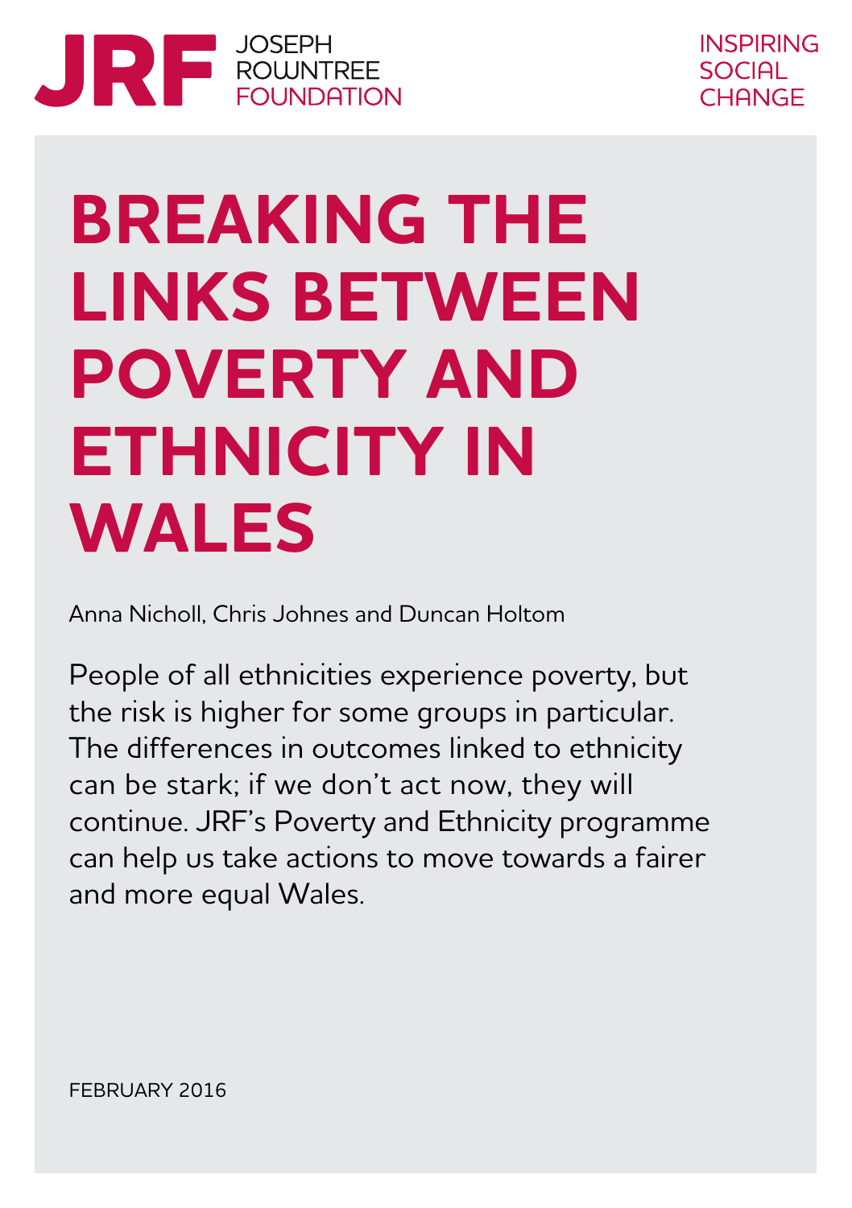JRF JOSEPH ROWNTREE FOUNDATION

INSPIRING SOCIAL CHANGE

# BREAKING THE LINKS BETWEEN POVERTY AND ETHNICITY IN WALES

Anna Nicholl, Chris Johnes and Duncan Holtom

People of all ethnicities experience poverty, but the risk is higher for some groups in particular. The differences in outcomes linked to ethnicity can be stark; if we don't act now, they will continue. JRF's Poverty and Ethnicity programme can help us take actions to move towards a fairer and more equal Wales.

FEBRUARY 2016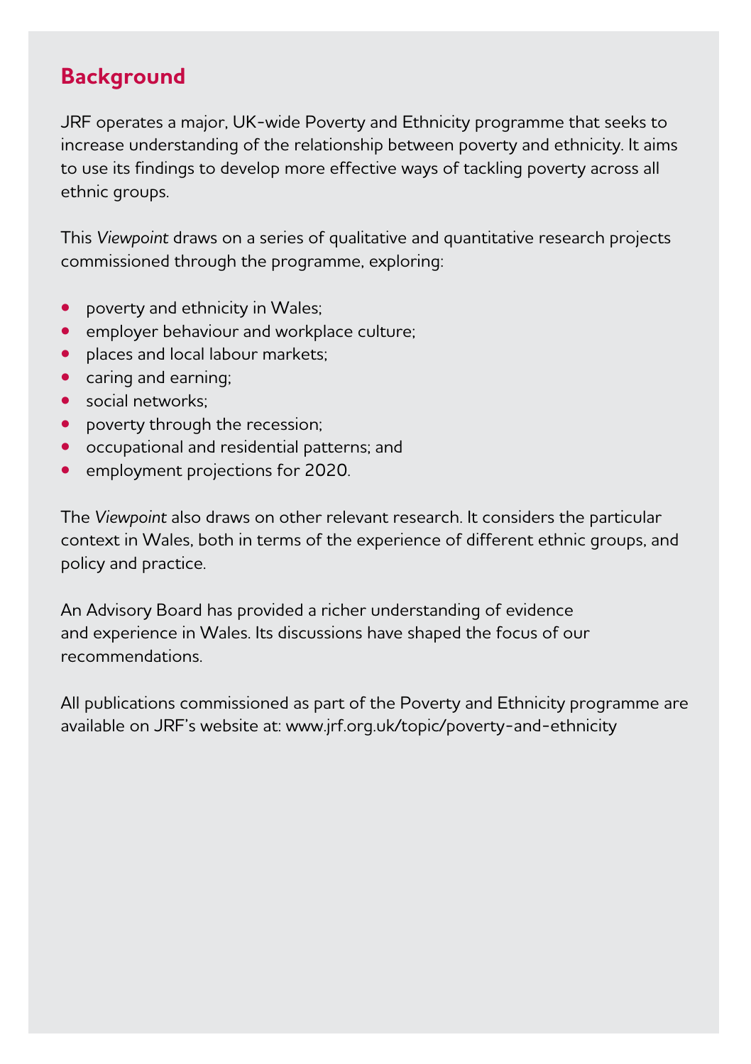## Background

JRF operates a major, UK-wide Poverty and Ethnicity programme that seeks to increase understanding of the relationship between poverty and ethnicity. It aims to use its findings to develop more effective ways of tackling poverty across all ethnic groups.

This *Viewpoint* draws on a series of qualitative and quantitative research projects commissioned through the programme, exploring:

- poverty and ethnicity in Wales;
- employer behaviour and workplace culture;
- places and local labour markets;
- caring and earning;
- social networks;
- poverty through the recession;
- occupational and residential patterns; and
- employment projections for 2020.

The *Viewpoint* also draws on other relevant research. It considers the particular context in Wales, both in terms of the experience of different ethnic groups, and policy and practice.

An Advisory Board has provided a richer understanding of evidence and experience in Wales. Its discussions have shaped the focus of our recommendations.

All publications commissioned as part of the Poverty and Ethnicity programme are available on JRF's website at: www.jrf.org.uk/topic/poverty-and-ethnicity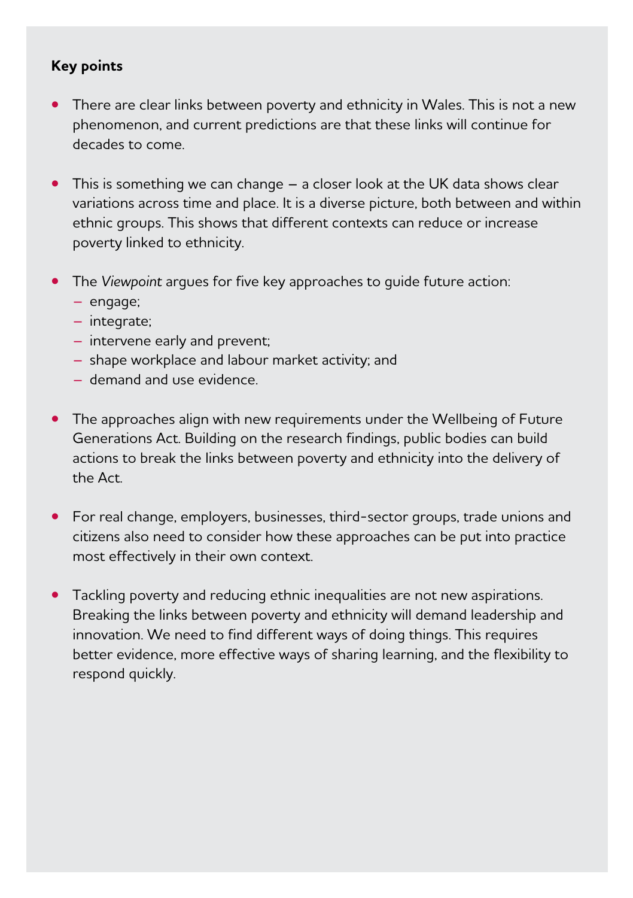## Key points

- There are clear links between poverty and ethnicity in Wales. This is not a new phenomenon, and current predictions are that these links will continue for decades to come.
- This is something we can change – a closer look at the UK data shows clear variations across time and place. It is a diverse picture, both between and within ethnic groups. This shows that different contexts can reduce or increase poverty linked to ethnicity.
- The *Viewpoint* argues for five key approaches to guide future action:
  - engage;
  - integrate;
  - intervene early and prevent;
  - shape workplace and labour market activity; and
  - demand and use evidence.
- The approaches align with new requirements under the Wellbeing of Future Generations Act. Building on the research findings, public bodies can build actions to break the links between poverty and ethnicity into the delivery of the Act.
- For real change, employers, businesses, third-sector groups, trade unions and citizens also need to consider how these approaches can be put into practice most effectively in their own context.
- Tackling poverty and reducing ethnic inequalities are not new aspirations. Breaking the links between poverty and ethnicity will demand leadership and innovation. We need to find different ways of doing things. This requires better evidence, more effective ways of sharing learning, and the flexibility to respond quickly.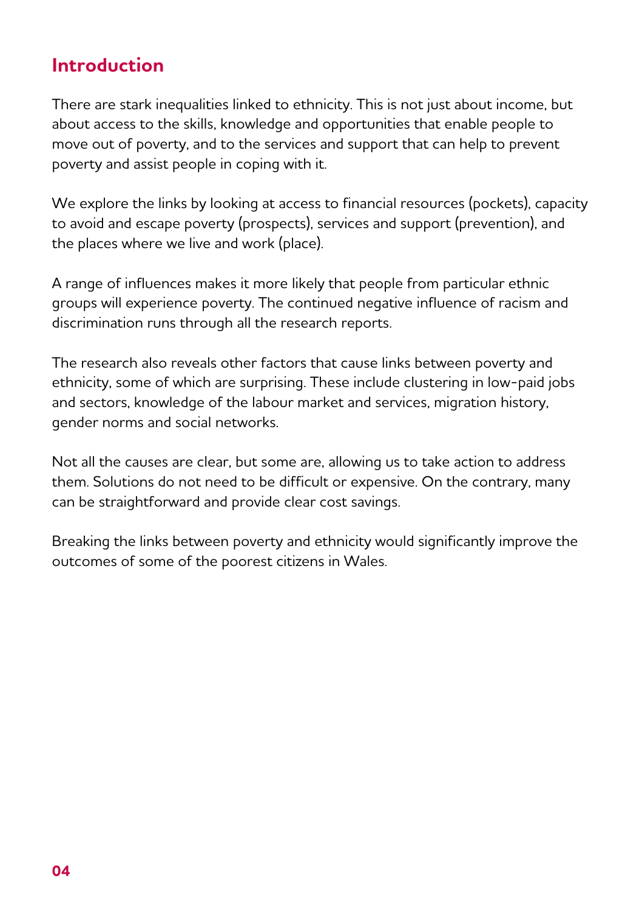## Introduction

There are stark inequalities linked to ethnicity. This is not just about income, but about access to the skills, knowledge and opportunities that enable people to move out of poverty, and to the services and support that can help to prevent poverty and assist people in coping with it.

We explore the links by looking at access to financial resources (pockets), capacity to avoid and escape poverty (prospects), services and support (prevention), and the places where we live and work (place).

A range of influences makes it more likely that people from particular ethnic groups will experience poverty. The continued negative influence of racism and discrimination runs through all the research reports.

The research also reveals other factors that cause links between poverty and ethnicity, some of which are surprising. These include clustering in low-paid jobs and sectors, knowledge of the labour market and services, migration history, gender norms and social networks.

Not all the causes are clear, but some are, allowing us to take action to address them. Solutions do not need to be difficult or expensive. On the contrary, many can be straightforward and provide clear cost savings.

Breaking the links between poverty and ethnicity would significantly improve the outcomes of some of the poorest citizens in Wales.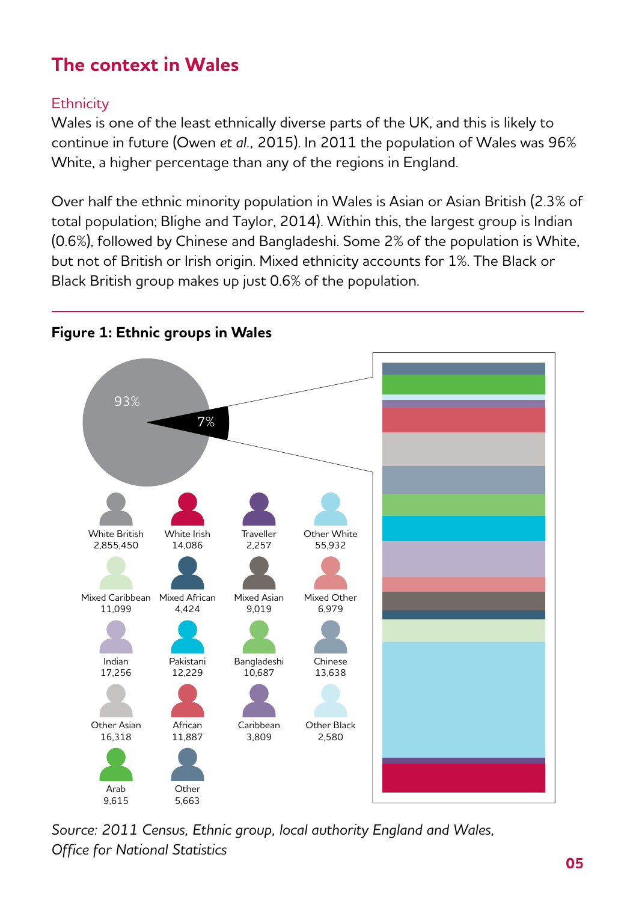## The context in Wales

### Ethnicity

Wales is one of the least ethnically diverse parts of the UK, and this is likely to continue in future (Owen *et al.*, 2015). In 2011 the population of Wales was 96% White, a higher percentage than any of the regions in England.

Over half the ethnic minority population in Wales is Asian or Asian British (2.3% of total population; Blighe and Taylor, 2014). Within this, the largest group is Indian (0.6%), followed by Chinese and Bangladeshi. Some 2% of the population is White, but not of British or Irish origin. Mixed ethnicity accounts for 1%. The Black or Black British group makes up just 0.6% of the population.

**Figure 1: Ethnic groups in Wales**

93%

7%

| Ethnic group | Population |
|---|---|
| White British | 2,855,450 |
| White Irish | 14,086 |
| Traveller | 2,257 |
| Other White | 55,932 |
| Mixed Caribbean | 11,099 |
| Mixed African | 4,424 |
| Mixed Asian | 9,019 |
| Mixed Other | 6,979 |
| Indian | 17,256 |
| Pakistani | 12,229 |
| Bangladeshi | 10,687 |
| Chinese | 13,638 |
| Other Asian | 16,318 |
| African | 11,887 |
| Caribbean | 3,809 |
| Other Black | 2,580 |
| Arab | 9,615 |
| Other | 5,663 |

*Source: 2011 Census, Ethnic group, local authority England and Wales, Office for National Statistics*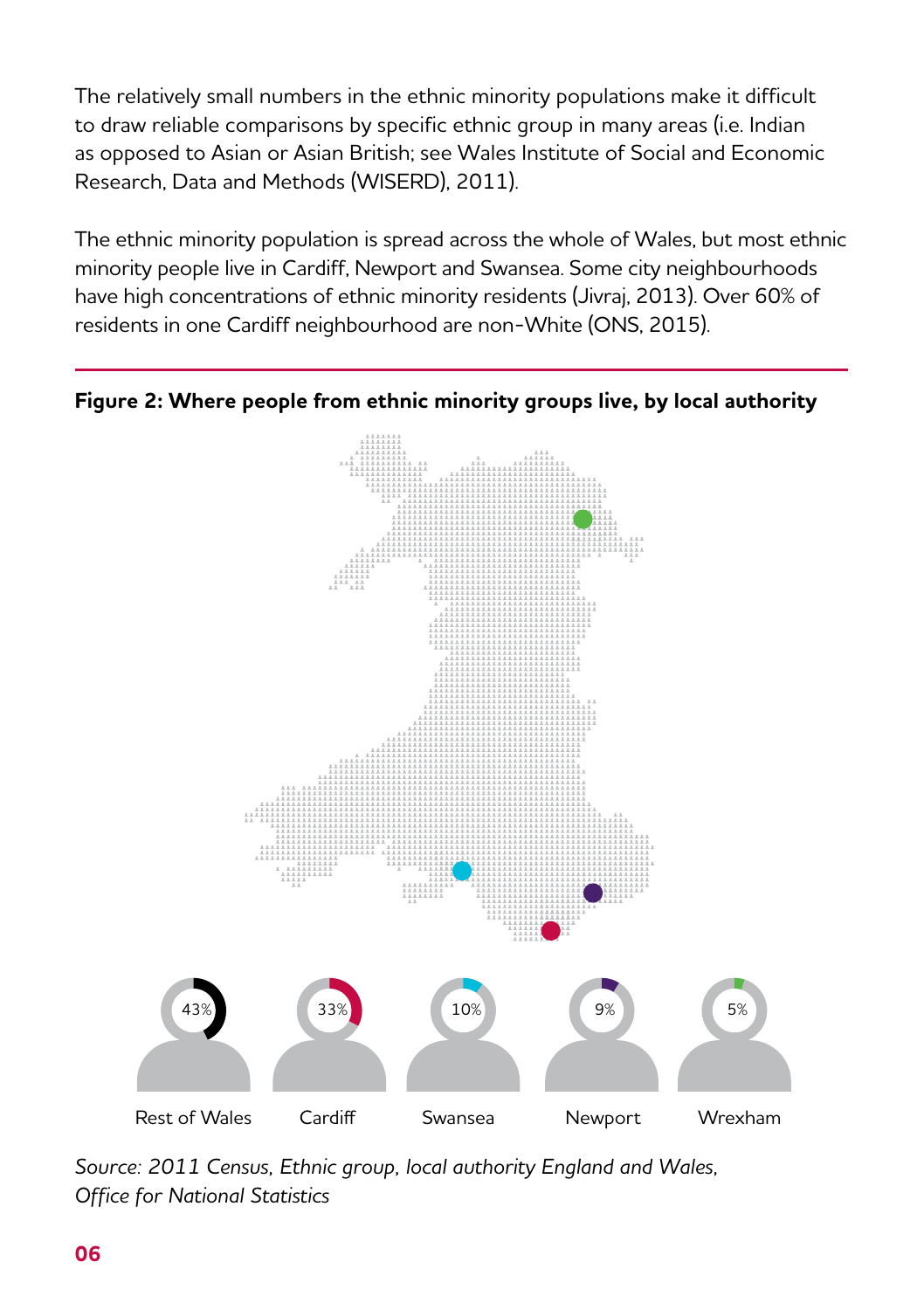The relatively small numbers in the ethnic minority populations make it difficult to draw reliable comparisons by specific ethnic group in many areas (i.e. Indian as opposed to Asian or Asian British; see Wales Institute of Social and Economic Research, Data and Methods (WISERD), 2011).

The ethnic minority population is spread across the whole of Wales, but most ethnic minority people live in Cardiff, Newport and Swansea. Some city neighbourhoods have high concentrations of ethnic minority residents (Jivraj, 2013). Over 60% of residents in one Cardiff neighbourhood are non-White (ONS, 2015).

**Figure 2: Where people from ethnic minority groups live, by local authority**

| Rest of Wales | Cardiff | Swansea | Newport | Wrexham |
|---|---|---|---|---|
| 43% | 33% | 10% | 9% | 5% |

*Source: 2011 Census, Ethnic group, local authority England and Wales, Office for National Statistics*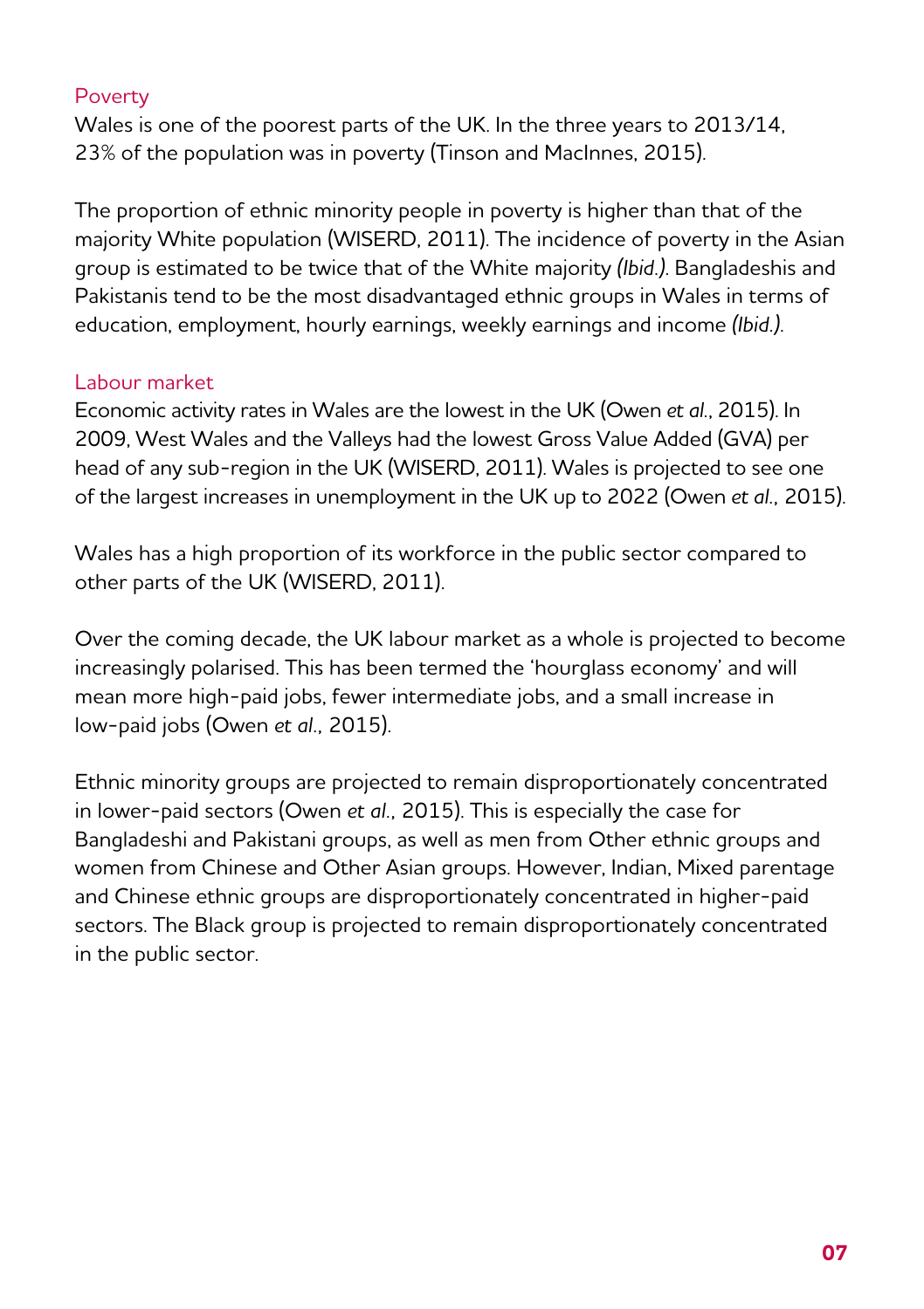## Poverty

Wales is one of the poorest parts of the UK. In the three years to 2013/14, 23% of the population was in poverty (Tinson and MacInnes, 2015).

The proportion of ethnic minority people in poverty is higher than that of the majority White population (WISERD, 2011). The incidence of poverty in the Asian group is estimated to be twice that of the White majority *(Ibid.)*. Bangladeshis and Pakistanis tend to be the most disadvantaged ethnic groups in Wales in terms of education, employment, hourly earnings, weekly earnings and income *(Ibid.)*.

## Labour market

Economic activity rates in Wales are the lowest in the UK (Owen *et al.*, 2015). In 2009, West Wales and the Valleys had the lowest Gross Value Added (GVA) per head of any sub-region in the UK (WISERD, 2011). Wales is projected to see one of the largest increases in unemployment in the UK up to 2022 (Owen *et al.*, 2015).

Wales has a high proportion of its workforce in the public sector compared to other parts of the UK (WISERD, 2011).

Over the coming decade, the UK labour market as a whole is projected to become increasingly polarised. This has been termed the 'hourglass economy' and will mean more high-paid jobs, fewer intermediate jobs, and a small increase in low-paid jobs (Owen *et al.*, 2015).

Ethnic minority groups are projected to remain disproportionately concentrated in lower-paid sectors (Owen *et al.*, 2015). This is especially the case for Bangladeshi and Pakistani groups, as well as men from Other ethnic groups and women from Chinese and Other Asian groups. However, Indian, Mixed parentage and Chinese ethnic groups are disproportionately concentrated in higher-paid sectors. The Black group is projected to remain disproportionately concentrated in the public sector.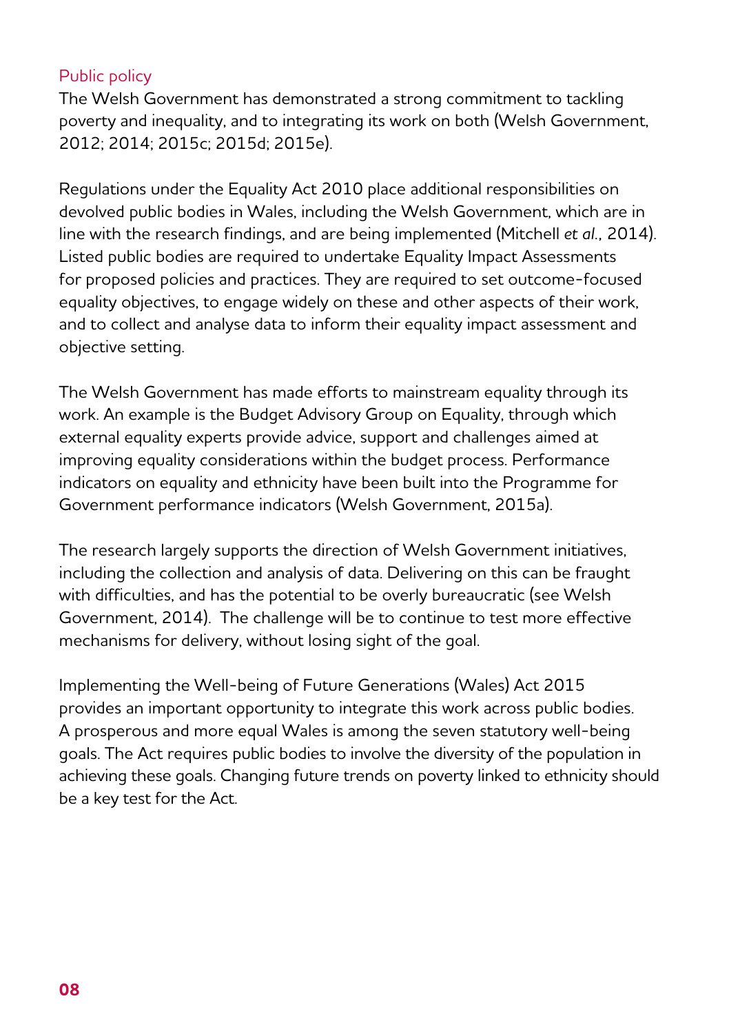## Public policy

The Welsh Government has demonstrated a strong commitment to tackling poverty and inequality, and to integrating its work on both (Welsh Government, 2012; 2014; 2015c; 2015d; 2015e).

Regulations under the Equality Act 2010 place additional responsibilities on devolved public bodies in Wales, including the Welsh Government, which are in line with the research findings, and are being implemented (Mitchell *et al.*, 2014). Listed public bodies are required to undertake Equality Impact Assessments for proposed policies and practices. They are required to set outcome-focused equality objectives, to engage widely on these and other aspects of their work, and to collect and analyse data to inform their equality impact assessment and objective setting.

The Welsh Government has made efforts to mainstream equality through its work. An example is the Budget Advisory Group on Equality, through which external equality experts provide advice, support and challenges aimed at improving equality considerations within the budget process. Performance indicators on equality and ethnicity have been built into the Programme for Government performance indicators (Welsh Government, 2015a).

The research largely supports the direction of Welsh Government initiatives, including the collection and analysis of data. Delivering on this can be fraught with difficulties, and has the potential to be overly bureaucratic (see Welsh Government, 2014). The challenge will be to continue to test more effective mechanisms for delivery, without losing sight of the goal.

Implementing the Well-being of Future Generations (Wales) Act 2015 provides an important opportunity to integrate this work across public bodies. A prosperous and more equal Wales is among the seven statutory well-being goals. The Act requires public bodies to involve the diversity of the population in achieving these goals. Changing future trends on poverty linked to ethnicity should be a key test for the Act.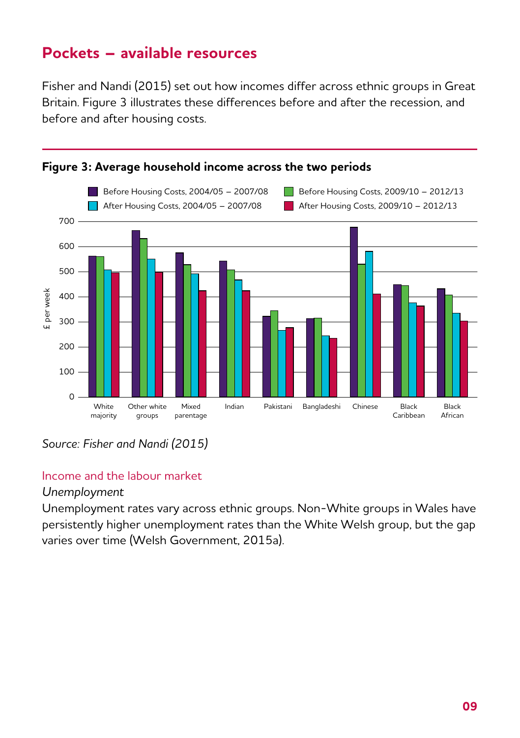## Pockets – available resources

Fisher and Nandi (2015) set out how incomes differ across ethnic groups in Great Britain. Figure 3 illustrates these differences before and after the recession, and before and after housing costs.

**Figure 3: Average household income across the two periods**

*Source: Fisher and Nandi (2015)*

### Income and the labour market

*Unemployment*

Unemployment rates vary across ethnic groups. Non-White groups in Wales have persistently higher unemployment rates than the White Welsh group, but the gap varies over time (Welsh Government, 2015a).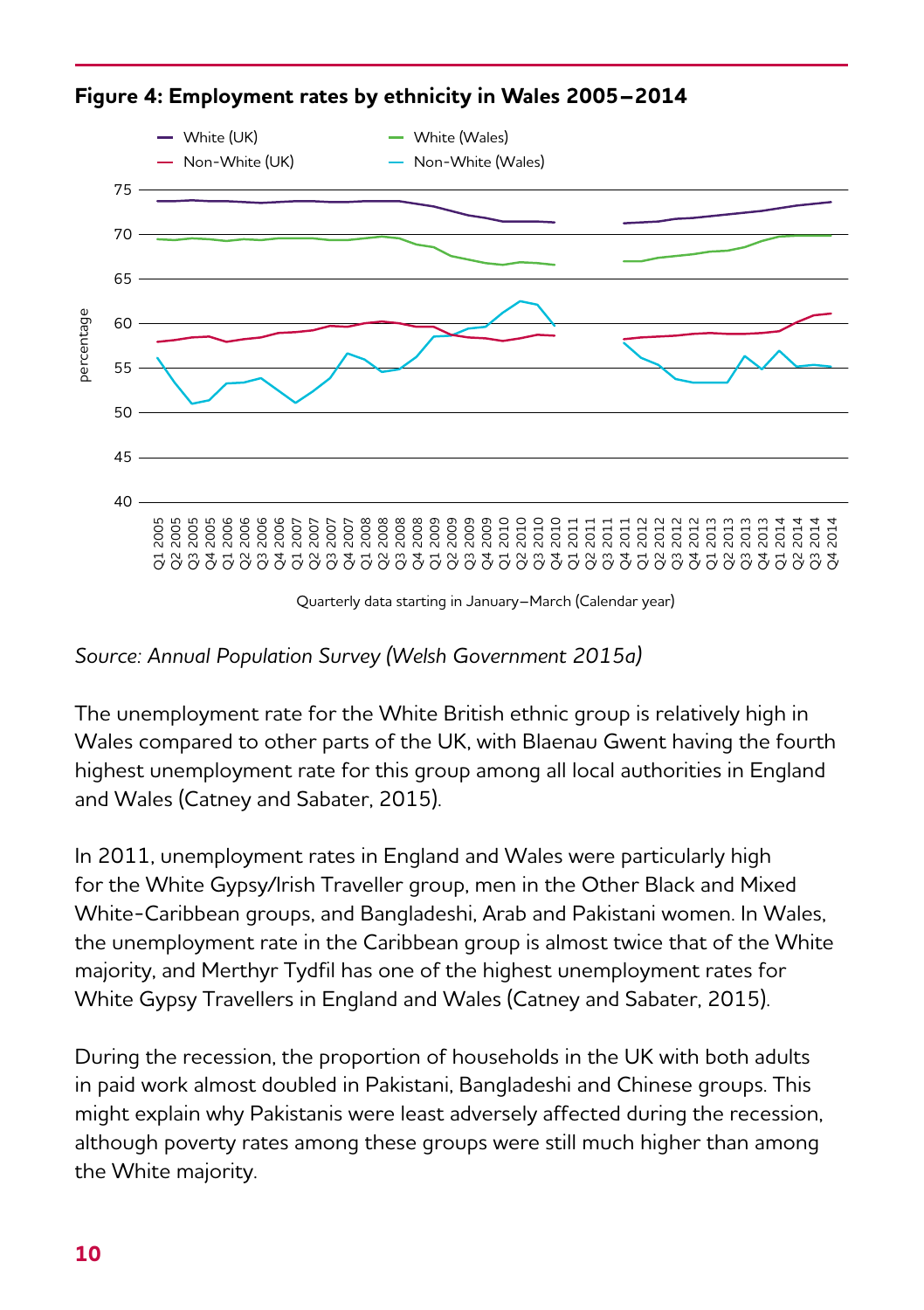**Figure 4: Employment rates by ethnicity in Wales 2005–2014**

*Source: Annual Population Survey (Welsh Government 2015a)*

The unemployment rate for the White British ethnic group is relatively high in Wales compared to other parts of the UK, with Blaenau Gwent having the fourth highest unemployment rate for this group among all local authorities in England and Wales (Catney and Sabater, 2015).

In 2011, unemployment rates in England and Wales were particularly high for the White Gypsy/Irish Traveller group, men in the Other Black and Mixed White-Caribbean groups, and Bangladeshi, Arab and Pakistani women. In Wales, the unemployment rate in the Caribbean group is almost twice that of the White majority, and Merthyr Tydfil has one of the highest unemployment rates for White Gypsy Travellers in England and Wales (Catney and Sabater, 2015).

During the recession, the proportion of households in the UK with both adults in paid work almost doubled in Pakistani, Bangladeshi and Chinese groups. This might explain why Pakistanis were least adversely affected during the recession, although poverty rates among these groups were still much higher than among the White majority.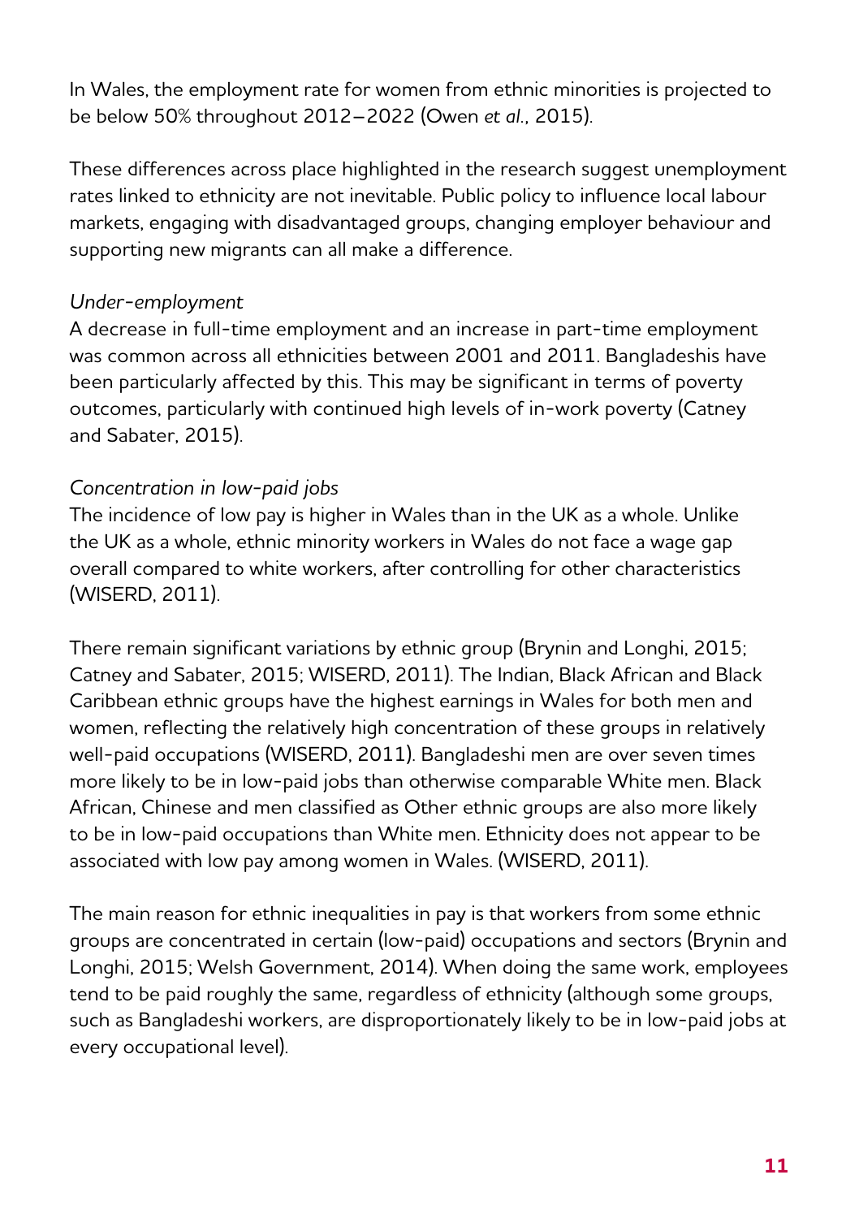In Wales, the employment rate for women from ethnic minorities is projected to be below 50% throughout 2012–2022 (Owen *et al.*, 2015).

These differences across place highlighted in the research suggest unemployment rates linked to ethnicity are not inevitable. Public policy to influence local labour markets, engaging with disadvantaged groups, changing employer behaviour and supporting new migrants can all make a difference.

*Under-employment*

A decrease in full-time employment and an increase in part-time employment was common across all ethnicities between 2001 and 2011. Bangladeshis have been particularly affected by this. This may be significant in terms of poverty outcomes, particularly with continued high levels of in-work poverty (Catney and Sabater, 2015).

*Concentration in low-paid jobs*

The incidence of low pay is higher in Wales than in the UK as a whole. Unlike the UK as a whole, ethnic minority workers in Wales do not face a wage gap overall compared to white workers, after controlling for other characteristics (WISERD, 2011).

There remain significant variations by ethnic group (Brynin and Longhi, 2015; Catney and Sabater, 2015; WISERD, 2011). The Indian, Black African and Black Caribbean ethnic groups have the highest earnings in Wales for both men and women, reflecting the relatively high concentration of these groups in relatively well-paid occupations (WISERD, 2011). Bangladeshi men are over seven times more likely to be in low-paid jobs than otherwise comparable White men. Black African, Chinese and men classified as Other ethnic groups are also more likely to be in low-paid occupations than White men. Ethnicity does not appear to be associated with low pay among women in Wales. (WISERD, 2011).

The main reason for ethnic inequalities in pay is that workers from some ethnic groups are concentrated in certain (low-paid) occupations and sectors (Brynin and Longhi, 2015; Welsh Government, 2014). When doing the same work, employees tend to be paid roughly the same, regardless of ethnicity (although some groups, such as Bangladeshi workers, are disproportionately likely to be in low-paid jobs at every occupational level).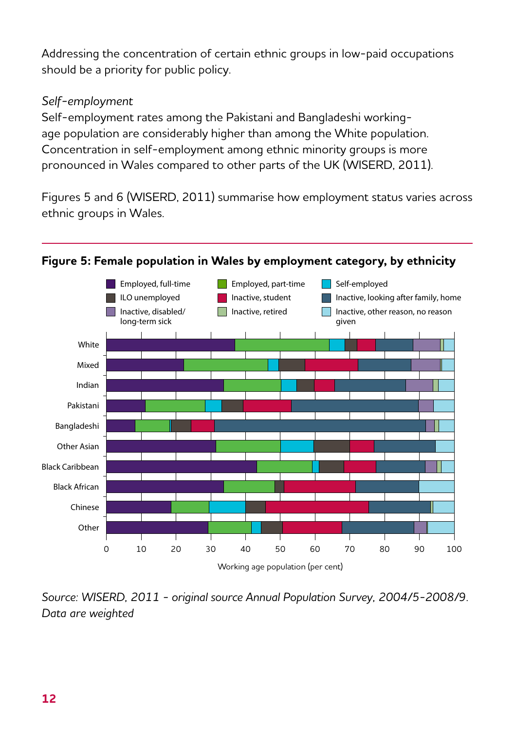Addressing the concentration of certain ethnic groups in low-paid occupations should be a priority for public policy.

*Self-employment*

Self-employment rates among the Pakistani and Bangladeshi working-age population are considerably higher than among the White population. Concentration in self-employment among ethnic minority groups is more pronounced in Wales compared to other parts of the UK (WISERD, 2011).

Figures 5 and 6 (WISERD, 2011) summarise how employment status varies across ethnic groups in Wales.

**Figure 5: Female population in Wales by employment category, by ethnicity**

*Source: WISERD, 2011 - original source Annual Population Survey, 2004/5-2008/9. Data are weighted*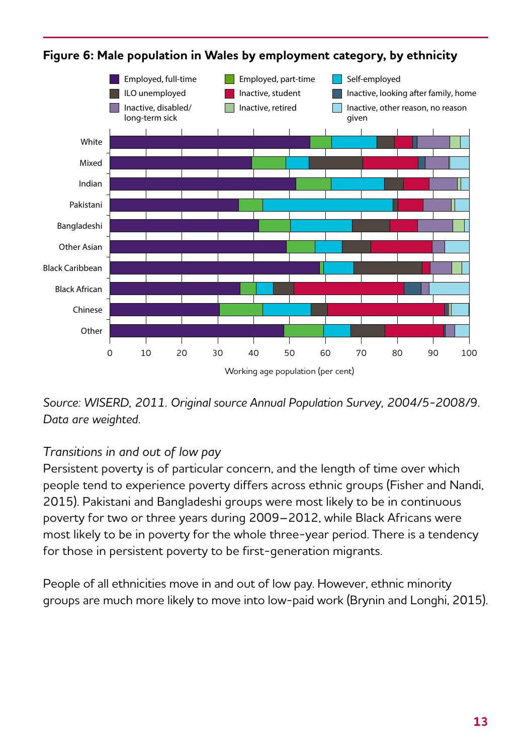**Figure 6: Male population in Wales by employment category, by ethnicity**

*Source: WISERD, 2011. Original source Annual Population Survey, 2004/5-2008/9. Data are weighted.*

*Transitions in and out of low pay*

Persistent poverty is of particular concern, and the length of time over which people tend to experience poverty differs across ethnic groups (Fisher and Nandi, 2015). Pakistani and Bangladeshi groups were most likely to be in continuous poverty for two or three years during 2009–2012, while Black Africans were most likely to be in poverty for the whole three-year period. There is a tendency for those in persistent poverty to be first-generation migrants.

People of all ethnicities move in and out of low pay. However, ethnic minority groups are much more likely to move into low-paid work (Brynin and Longhi, 2015).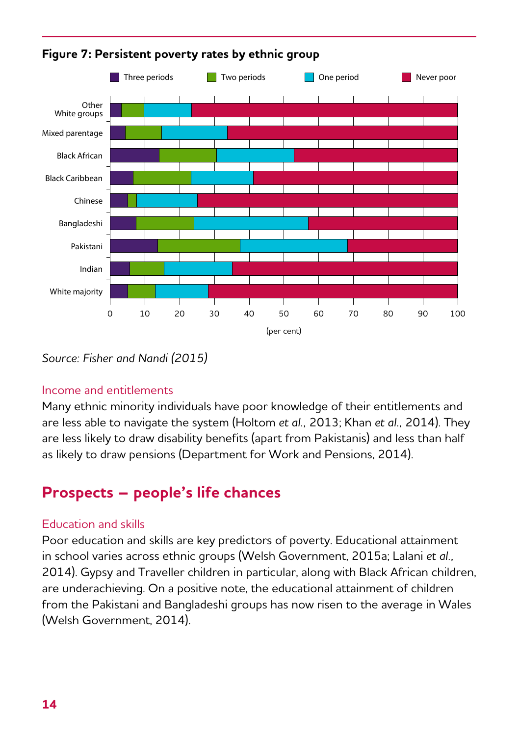**Figure 7: Persistent poverty rates by ethnic group**

Source: *Fisher and Nandi (2015)*

### Income and entitlements

Many ethnic minority individuals have poor knowledge of their entitlements and are less able to navigate the system (Holtom *et al.*, 2013; Khan *et al.*, 2014). They are less likely to draw disability benefits (apart from Pakistanis) and less than half as likely to draw pensions (Department for Work and Pensions, 2014).

## Prospects – people's life chances

### Education and skills

Poor education and skills are key predictors of poverty. Educational attainment in school varies across ethnic groups (Welsh Government, 2015a; Lalani *et al.*, 2014). Gypsy and Traveller children in particular, along with Black African children, are underachieving. On a positive note, the educational attainment of children from the Pakistani and Bangladeshi groups has now risen to the average in Wales (Welsh Government, 2014).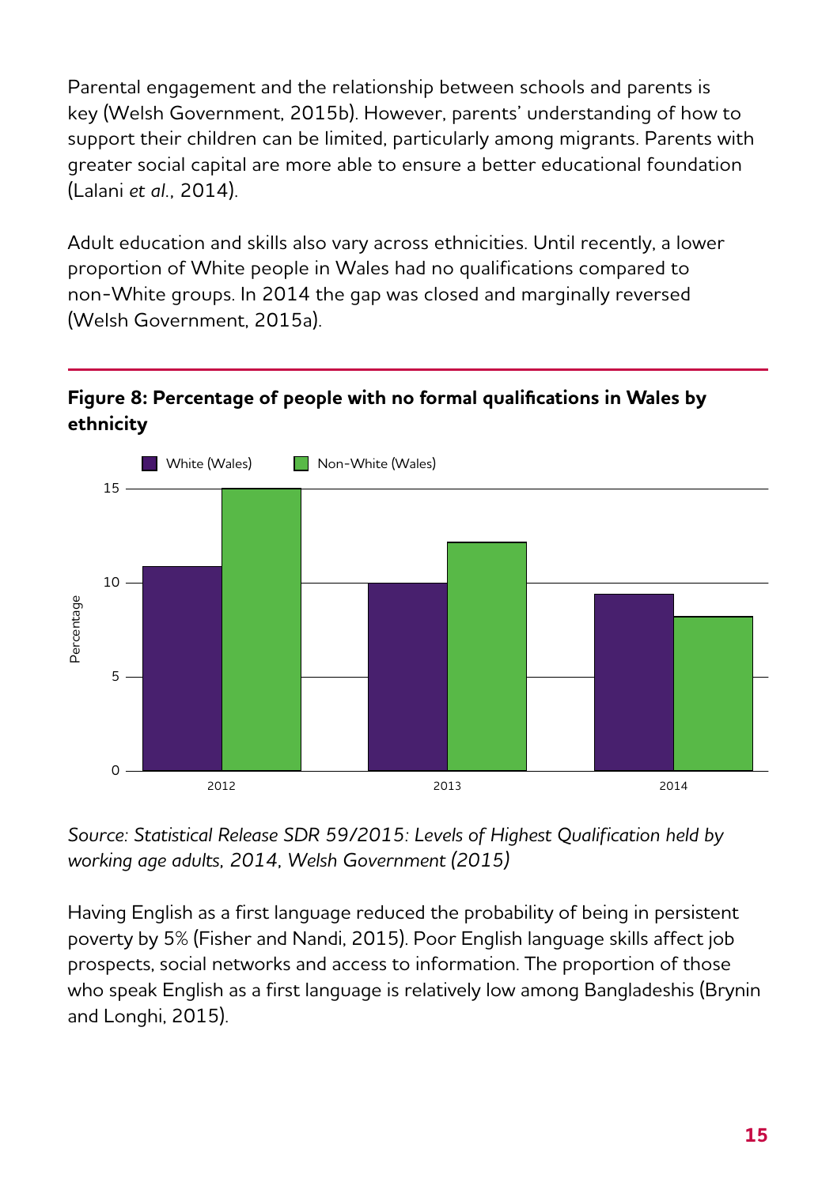Parental engagement and the relationship between schools and parents is key (Welsh Government, 2015b). However, parents' understanding of how to support their children can be limited, particularly among migrants. Parents with greater social capital are more able to ensure a better educational foundation (Lalani *et al*., 2014).

Adult education and skills also vary across ethnicities. Until recently, a lower proportion of White people in Wales had no qualifications compared to non-White groups. In 2014 the gap was closed and marginally reversed (Welsh Government, 2015a).

**Figure 8: Percentage of people with no formal qualifications in Wales by ethnicity**

*Source: Statistical Release SDR 59/2015: Levels of Highest Qualification held by working age adults, 2014, Welsh Government (2015)*

Having English as a first language reduced the probability of being in persistent poverty by 5% (Fisher and Nandi, 2015). Poor English language skills affect job prospects, social networks and access to information. The proportion of those who speak English as a first language is relatively low among Bangladeshis (Brynin and Longhi, 2015).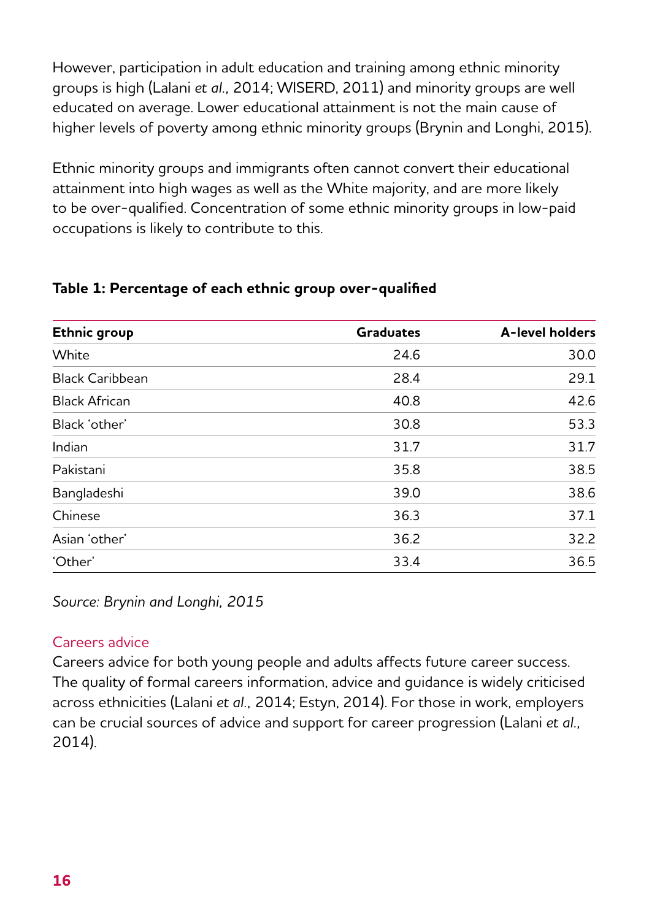However, participation in adult education and training among ethnic minority groups is high (Lalani *et al.*, 2014; WISERD, 2011) and minority groups are well educated on average. Lower educational attainment is not the main cause of higher levels of poverty among ethnic minority groups (Brynin and Longhi, 2015).

Ethnic minority groups and immigrants often cannot convert their educational attainment into high wages as well as the White majority, and are more likely to be over-qualified. Concentration of some ethnic minority groups in low-paid occupations is likely to contribute to this.

**Table 1: Percentage of each ethnic group over-qualified**

| Ethnic group | Graduates | A-level holders |
|---|---|---|
| White | 24.6 | 30.0 |
| Black Caribbean | 28.4 | 29.1 |
| Black African | 40.8 | 42.6 |
| Black 'other' | 30.8 | 53.3 |
| Indian | 31.7 | 31.7 |
| Pakistani | 35.8 | 38.5 |
| Bangladeshi | 39.0 | 38.6 |
| Chinese | 36.3 | 37.1 |
| Asian 'other' | 36.2 | 32.2 |
| 'Other' | 33.4 | 36.5 |

*Source: Brynin and Longhi, 2015*

### Careers advice

Careers advice for both young people and adults affects future career success. The quality of formal careers information, advice and guidance is widely criticised across ethnicities (Lalani *et al.*, 2014; Estyn, 2014). For those in work, employers can be crucial sources of advice and support for career progression (Lalani *et al.*, 2014).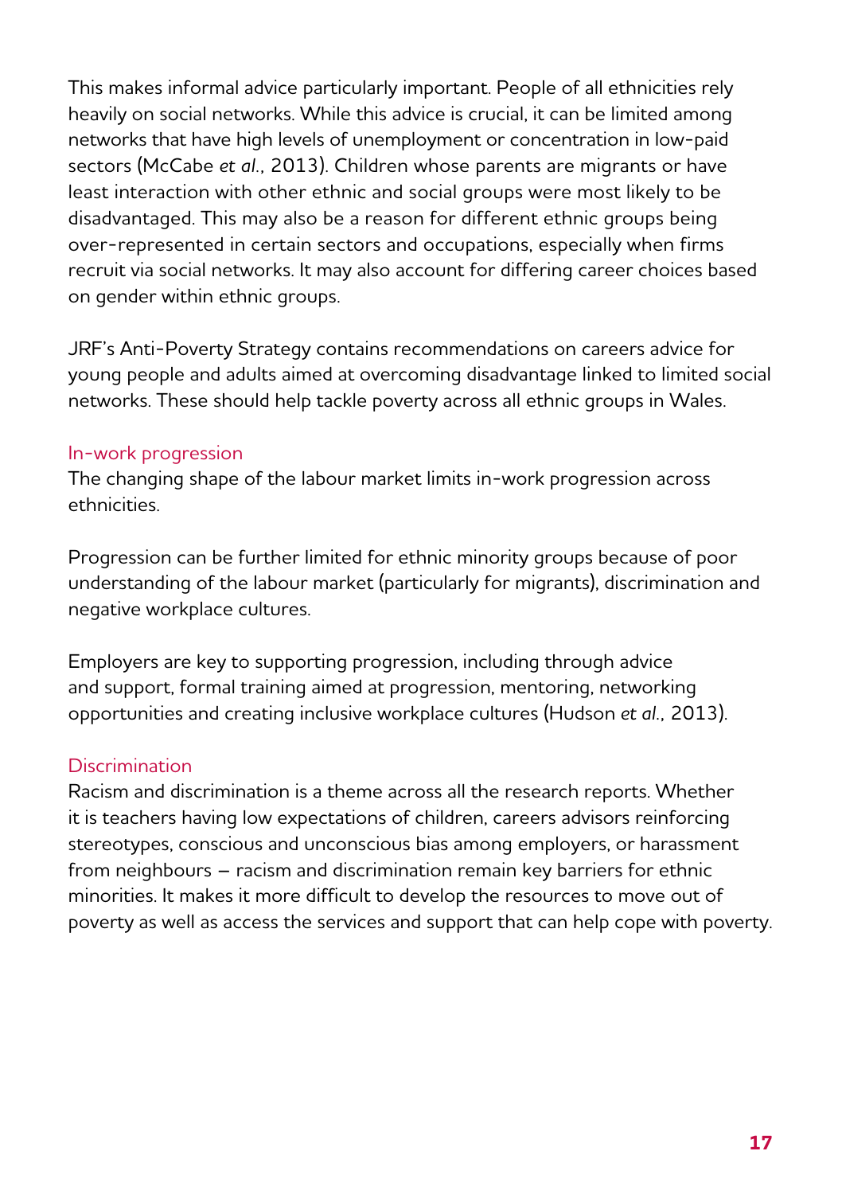This makes informal advice particularly important. People of all ethnicities rely heavily on social networks. While this advice is crucial, it can be limited among networks that have high levels of unemployment or concentration in low-paid sectors (McCabe *et al.*, 2013). Children whose parents are migrants or have least interaction with other ethnic and social groups were most likely to be disadvantaged. This may also be a reason for different ethnic groups being over-represented in certain sectors and occupations, especially when firms recruit via social networks. It may also account for differing career choices based on gender within ethnic groups.

JRF's Anti-Poverty Strategy contains recommendations on careers advice for young people and adults aimed at overcoming disadvantage linked to limited social networks. These should help tackle poverty across all ethnic groups in Wales.

### In-work progression

The changing shape of the labour market limits in-work progression across ethnicities.

Progression can be further limited for ethnic minority groups because of poor understanding of the labour market (particularly for migrants), discrimination and negative workplace cultures.

Employers are key to supporting progression, including through advice and support, formal training aimed at progression, mentoring, networking opportunities and creating inclusive workplace cultures (Hudson *et al.*, 2013).

### Discrimination

Racism and discrimination is a theme across all the research reports. Whether it is teachers having low expectations of children, careers advisors reinforcing stereotypes, conscious and unconscious bias among employers, or harassment from neighbours – racism and discrimination remain key barriers for ethnic minorities. It makes it more difficult to develop the resources to move out of poverty as well as access the services and support that can help cope with poverty.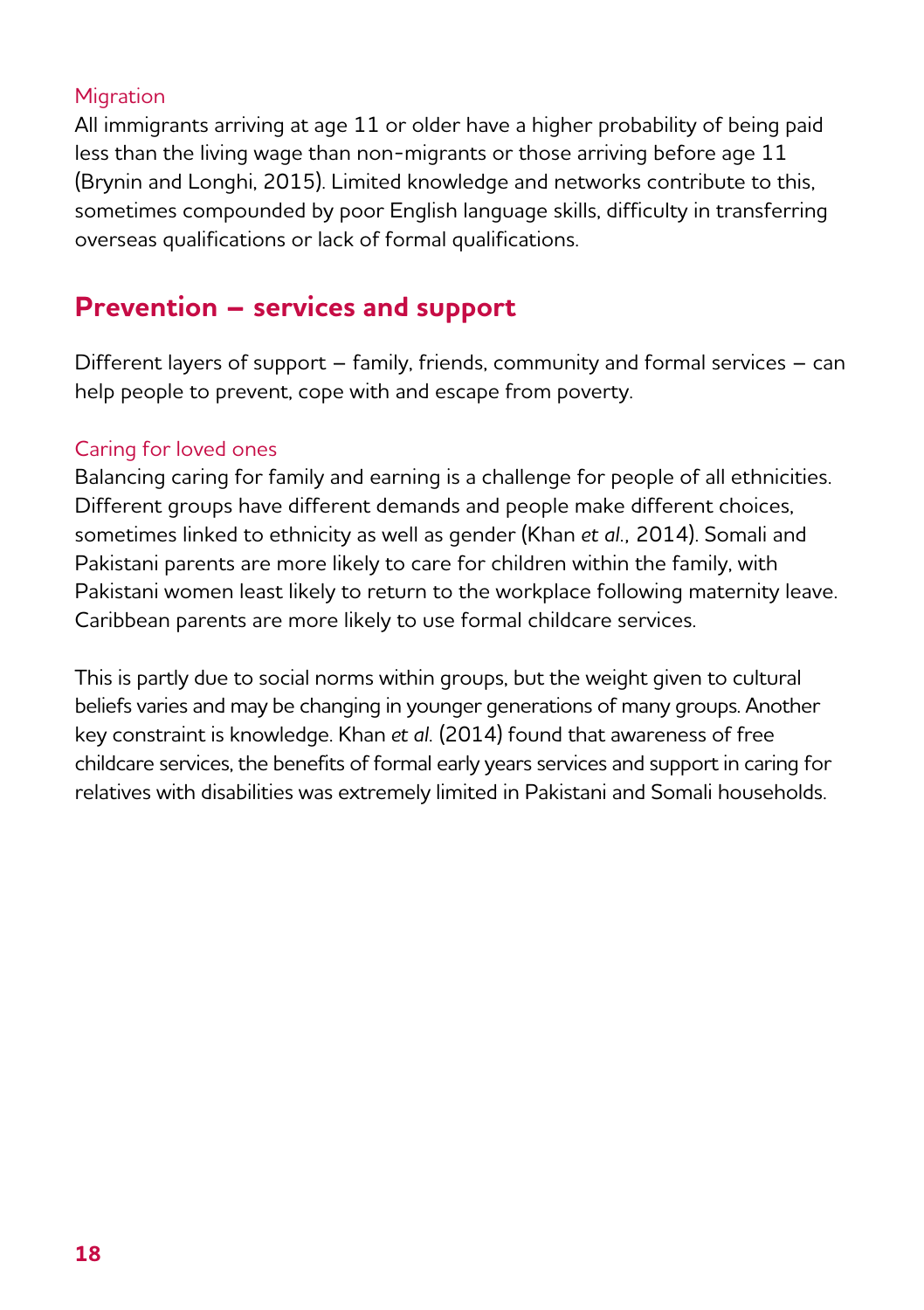### Migration

All immigrants arriving at age 11 or older have a higher probability of being paid less than the living wage than non-migrants or those arriving before age 11 (Brynin and Longhi, 2015). Limited knowledge and networks contribute to this, sometimes compounded by poor English language skills, difficulty in transferring overseas qualifications or lack of formal qualifications.

## Prevention – services and support

Different layers of support – family, friends, community and formal services – can help people to prevent, cope with and escape from poverty.

### Caring for loved ones

Balancing caring for family and earning is a challenge for people of all ethnicities. Different groups have different demands and people make different choices, sometimes linked to ethnicity as well as gender (Khan *et al.*, 2014). Somali and Pakistani parents are more likely to care for children within the family, with Pakistani women least likely to return to the workplace following maternity leave. Caribbean parents are more likely to use formal childcare services.

This is partly due to social norms within groups, but the weight given to cultural beliefs varies and may be changing in younger generations of many groups. Another key constraint is knowledge. Khan *et al.* (2014) found that awareness of free childcare services, the benefits of formal early years services and support in caring for relatives with disabilities was extremely limited in Pakistani and Somali households.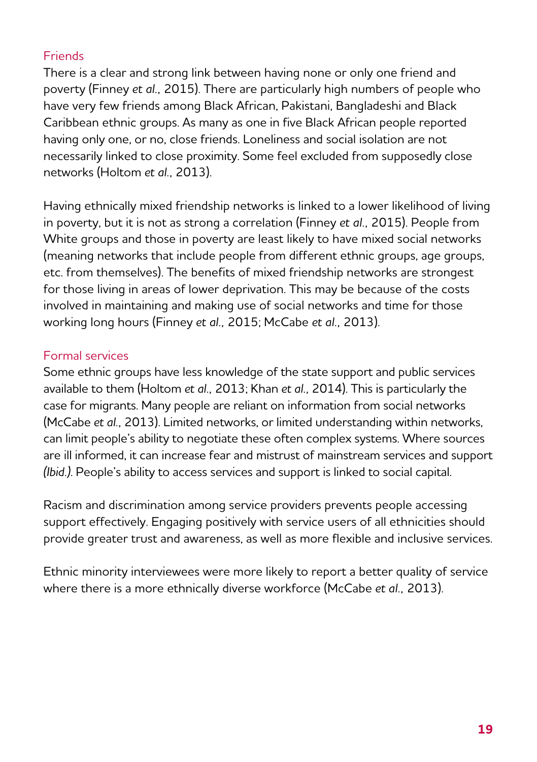### Friends

There is a clear and strong link between having none or only one friend and poverty (Finney *et al.*, 2015). There are particularly high numbers of people who have very few friends among Black African, Pakistani, Bangladeshi and Black Caribbean ethnic groups. As many as one in five Black African people reported having only one, or no, close friends. Loneliness and social isolation are not necessarily linked to close proximity. Some feel excluded from supposedly close networks (Holtom *et al.*, 2013).

Having ethnically mixed friendship networks is linked to a lower likelihood of living in poverty, but it is not as strong a correlation (Finney *et al.*, 2015). People from White groups and those in poverty are least likely to have mixed social networks (meaning networks that include people from different ethnic groups, age groups, etc. from themselves). The benefits of mixed friendship networks are strongest for those living in areas of lower deprivation. This may be because of the costs involved in maintaining and making use of social networks and time for those working long hours (Finney *et al.*, 2015; McCabe *et al.*, 2013).

### Formal services

Some ethnic groups have less knowledge of the state support and public services available to them (Holtom *et al.*, 2013; Khan *et al.*, 2014). This is particularly the case for migrants. Many people are reliant on information from social networks (McCabe *et al.*, 2013). Limited networks, or limited understanding within networks, can limit people's ability to negotiate these often complex systems. Where sources are ill informed, it can increase fear and mistrust of mainstream services and support *(Ibid.)*. People's ability to access services and support is linked to social capital.

Racism and discrimination among service providers prevents people accessing support effectively. Engaging positively with service users of all ethnicities should provide greater trust and awareness, as well as more flexible and inclusive services.

Ethnic minority interviewees were more likely to report a better quality of service where there is a more ethnically diverse workforce (McCabe *et al.*, 2013).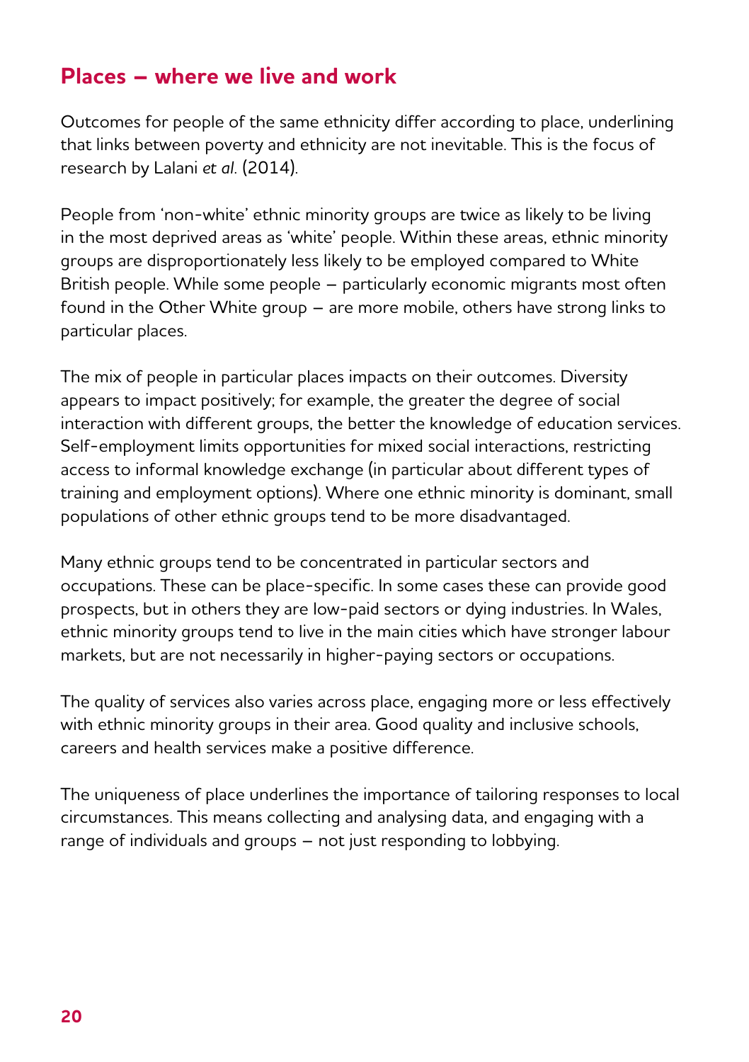## Places – where we live and work

Outcomes for people of the same ethnicity differ according to place, underlining that links between poverty and ethnicity are not inevitable. This is the focus of research by Lalani *et al.* (2014).

People from 'non-white' ethnic minority groups are twice as likely to be living in the most deprived areas as 'white' people. Within these areas, ethnic minority groups are disproportionately less likely to be employed compared to White British people. While some people – particularly economic migrants most often found in the Other White group – are more mobile, others have strong links to particular places.

The mix of people in particular places impacts on their outcomes. Diversity appears to impact positively; for example, the greater the degree of social interaction with different groups, the better the knowledge of education services. Self-employment limits opportunities for mixed social interactions, restricting access to informal knowledge exchange (in particular about different types of training and employment options). Where one ethnic minority is dominant, small populations of other ethnic groups tend to be more disadvantaged.

Many ethnic groups tend to be concentrated in particular sectors and occupations. These can be place-specific. In some cases these can provide good prospects, but in others they are low-paid sectors or dying industries. In Wales, ethnic minority groups tend to live in the main cities which have stronger labour markets, but are not necessarily in higher-paying sectors or occupations.

The quality of services also varies across place, engaging more or less effectively with ethnic minority groups in their area. Good quality and inclusive schools, careers and health services make a positive difference.

The uniqueness of place underlines the importance of tailoring responses to local circumstances. This means collecting and analysing data, and engaging with a range of individuals and groups – not just responding to lobbying.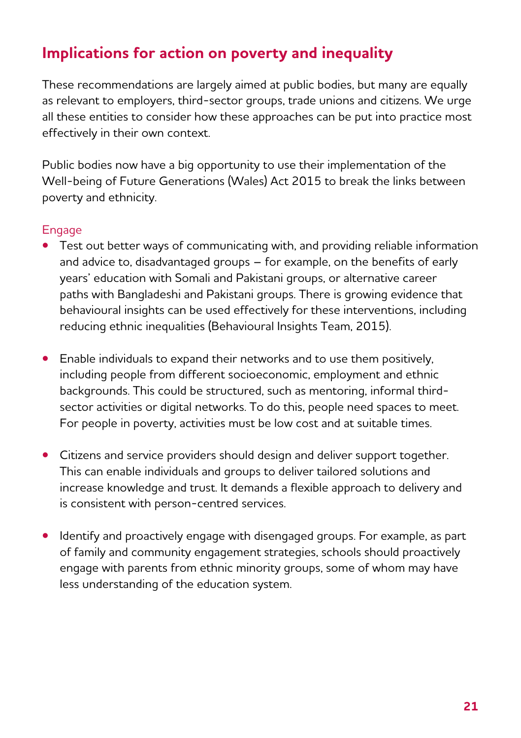## Implications for action on poverty and inequality

These recommendations are largely aimed at public bodies, but many are equally as relevant to employers, third-sector groups, trade unions and citizens. We urge all these entities to consider how these approaches can be put into practice most effectively in their own context.

Public bodies now have a big opportunity to use their implementation of the Well-being of Future Generations (Wales) Act 2015 to break the links between poverty and ethnicity.

### Engage

- Test out better ways of communicating with, and providing reliable information and advice to, disadvantaged groups – for example, on the benefits of early years' education with Somali and Pakistani groups, or alternative career paths with Bangladeshi and Pakistani groups. There is growing evidence that behavioural insights can be used effectively for these interventions, including reducing ethnic inequalities (Behavioural Insights Team, 2015).

- Enable individuals to expand their networks and to use them positively, including people from different socioeconomic, employment and ethnic backgrounds. This could be structured, such as mentoring, informal third-sector activities or digital networks. To do this, people need spaces to meet. For people in poverty, activities must be low cost and at suitable times.

- Citizens and service providers should design and deliver support together. This can enable individuals and groups to deliver tailored solutions and increase knowledge and trust. It demands a flexible approach to delivery and is consistent with person-centred services.

- Identify and proactively engage with disengaged groups. For example, as part of family and community engagement strategies, schools should proactively engage with parents from ethnic minority groups, some of whom may have less understanding of the education system.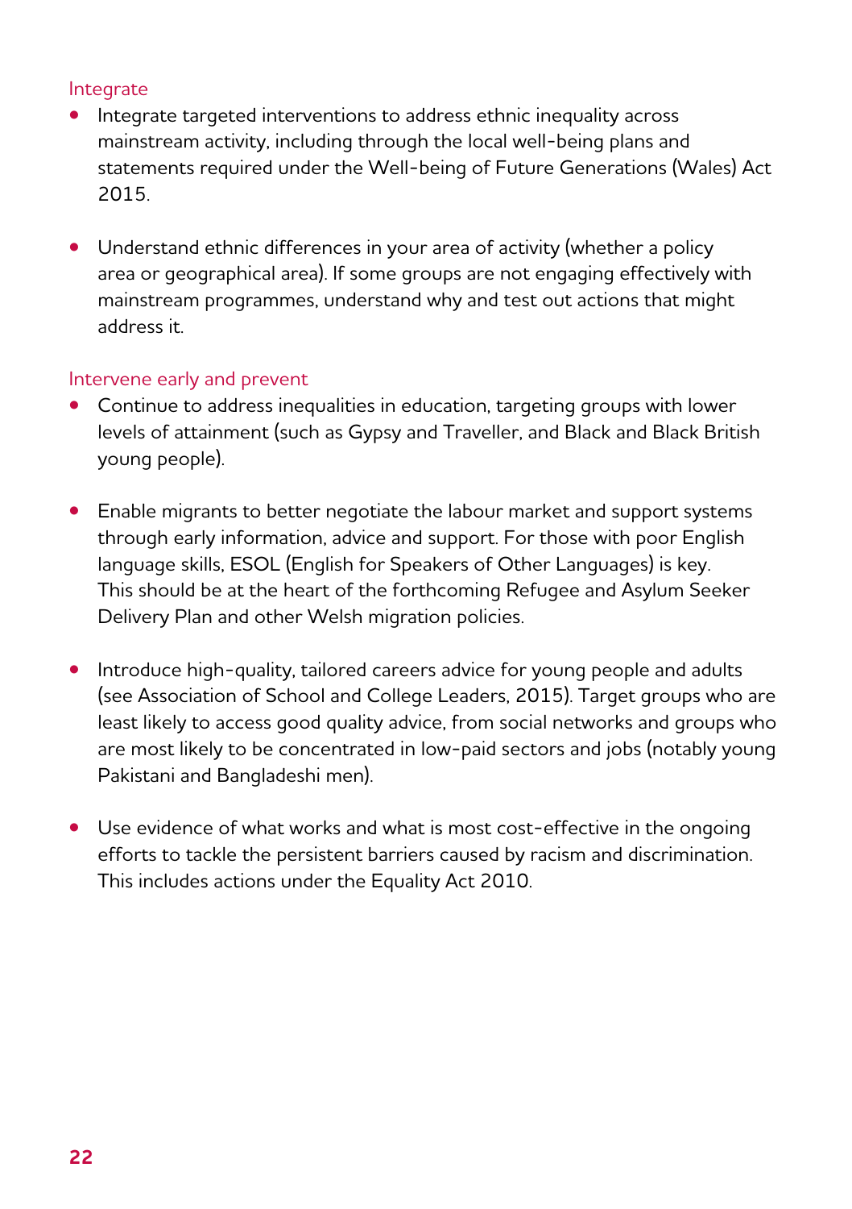### Integrate

- Integrate targeted interventions to address ethnic inequality across mainstream activity, including through the local well-being plans and statements required under the Well-being of Future Generations (Wales) Act 2015.

- Understand ethnic differences in your area of activity (whether a policy area or geographical area). If some groups are not engaging effectively with mainstream programmes, understand why and test out actions that might address it.

### Intervene early and prevent

- Continue to address inequalities in education, targeting groups with lower levels of attainment (such as Gypsy and Traveller, and Black and Black British young people).

- Enable migrants to better negotiate the labour market and support systems through early information, advice and support. For those with poor English language skills, ESOL (English for Speakers of Other Languages) is key. This should be at the heart of the forthcoming Refugee and Asylum Seeker Delivery Plan and other Welsh migration policies.

- Introduce high-quality, tailored careers advice for young people and adults (see Association of School and College Leaders, 2015). Target groups who are least likely to access good quality advice, from social networks and groups who are most likely to be concentrated in low-paid sectors and jobs (notably young Pakistani and Bangladeshi men).

- Use evidence of what works and what is most cost-effective in the ongoing efforts to tackle the persistent barriers caused by racism and discrimination. This includes actions under the Equality Act 2010.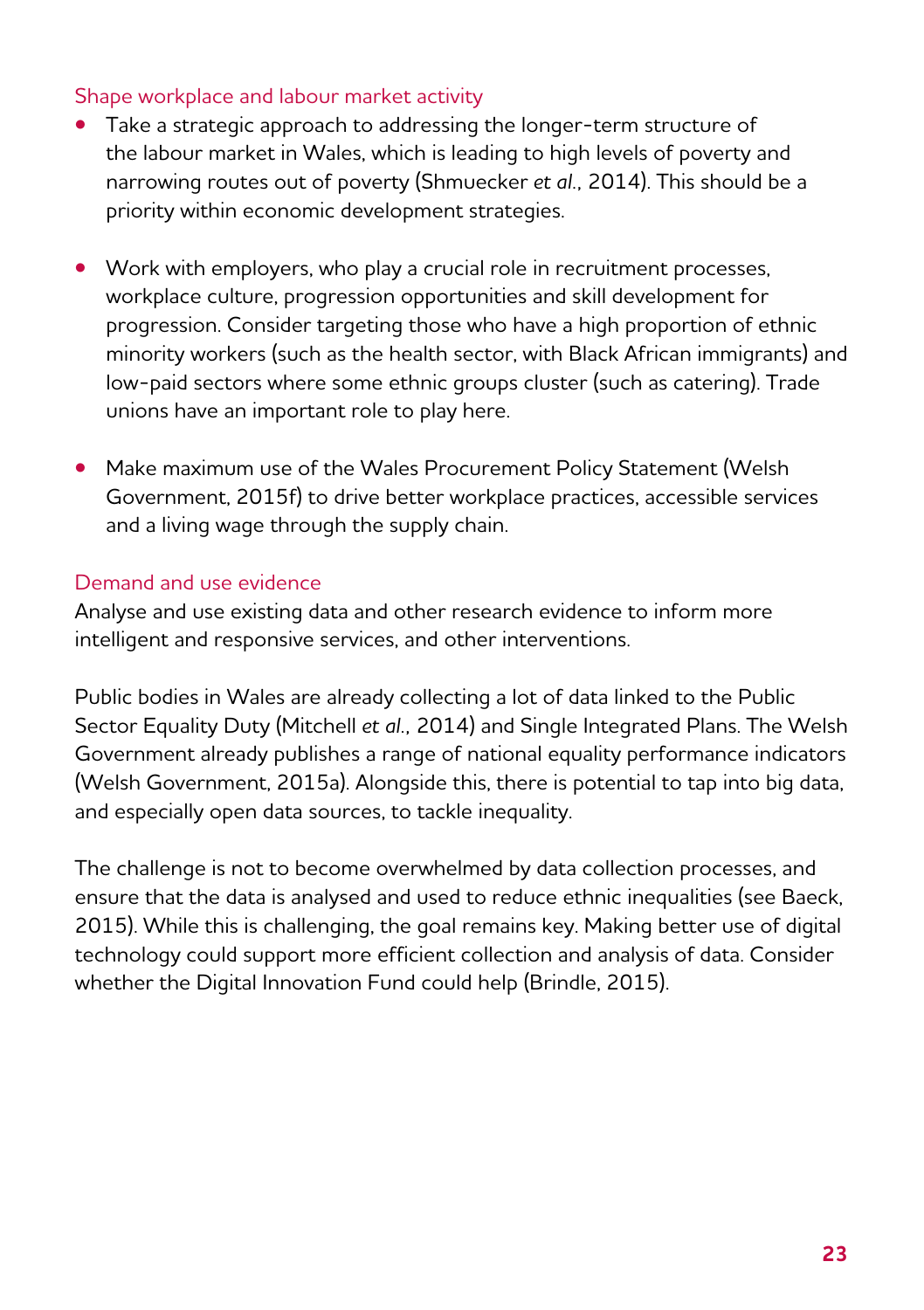### Shape workplace and labour market activity

- Take a strategic approach to addressing the longer-term structure of the labour market in Wales, which is leading to high levels of poverty and narrowing routes out of poverty (Shmuecker *et al.*, 2014). This should be a priority within economic development strategies.

- Work with employers, who play a crucial role in recruitment processes, workplace culture, progression opportunities and skill development for progression. Consider targeting those who have a high proportion of ethnic minority workers (such as the health sector, with Black African immigrants) and low-paid sectors where some ethnic groups cluster (such as catering). Trade unions have an important role to play here.

- Make maximum use of the Wales Procurement Policy Statement (Welsh Government, 2015f) to drive better workplace practices, accessible services and a living wage through the supply chain.

### Demand and use evidence

Analyse and use existing data and other research evidence to inform more intelligent and responsive services, and other interventions.

Public bodies in Wales are already collecting a lot of data linked to the Public Sector Equality Duty (Mitchell *et al.*, 2014) and Single Integrated Plans. The Welsh Government already publishes a range of national equality performance indicators (Welsh Government, 2015a). Alongside this, there is potential to tap into big data, and especially open data sources, to tackle inequality.

The challenge is not to become overwhelmed by data collection processes, and ensure that the data is analysed and used to reduce ethnic inequalities (see Baeck, 2015). While this is challenging, the goal remains key. Making better use of digital technology could support more efficient collection and analysis of data. Consider whether the Digital Innovation Fund could help (Brindle, 2015).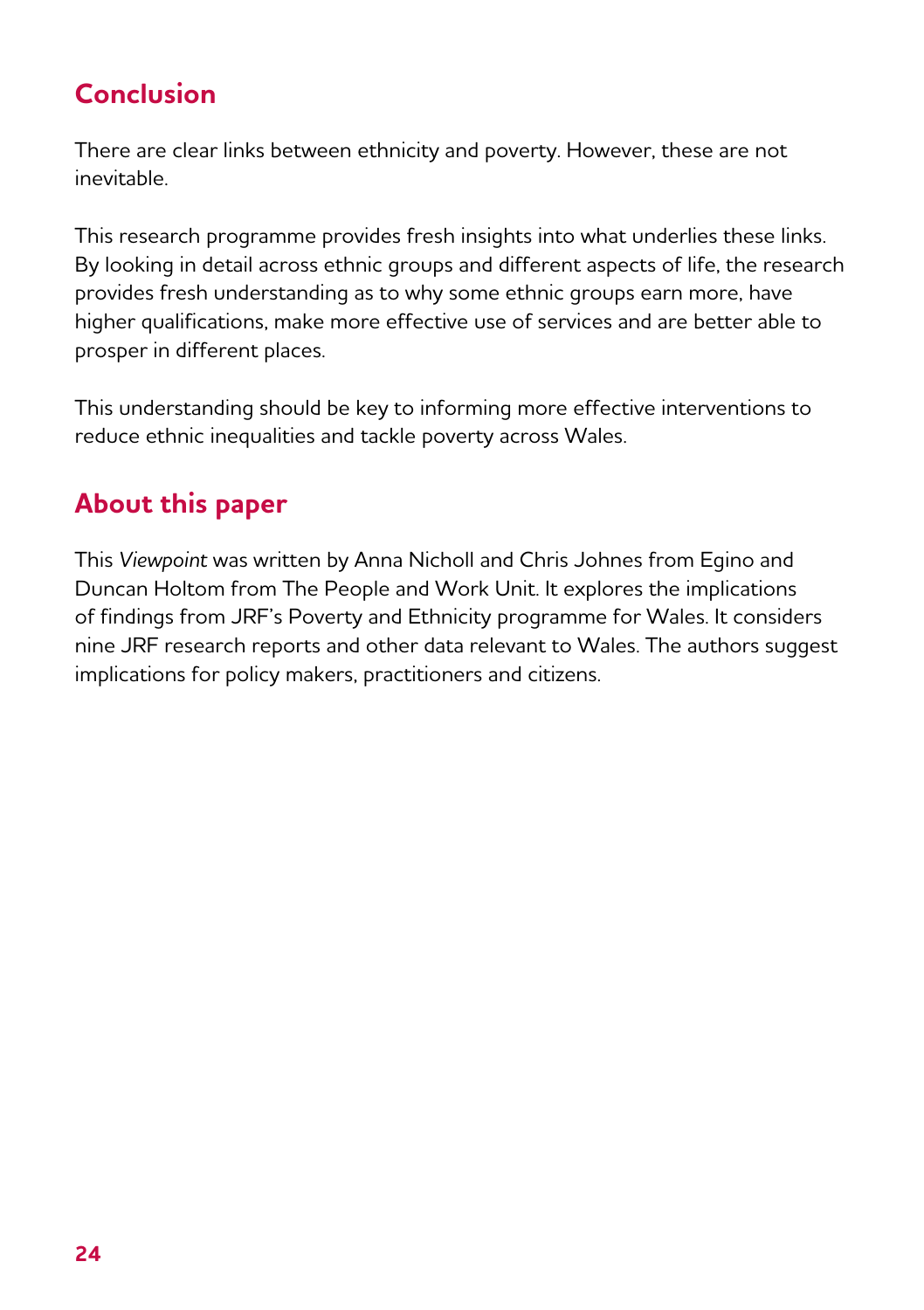## Conclusion

There are clear links between ethnicity and poverty. However, these are not inevitable.

This research programme provides fresh insights into what underlies these links. By looking in detail across ethnic groups and different aspects of life, the research provides fresh understanding as to why some ethnic groups earn more, have higher qualifications, make more effective use of services and are better able to prosper in different places.

This understanding should be key to informing more effective interventions to reduce ethnic inequalities and tackle poverty across Wales.

## About this paper

This *Viewpoint* was written by Anna Nicholl and Chris Johnes from Egino and Duncan Holtom from The People and Work Unit. It explores the implications of findings from JRF's Poverty and Ethnicity programme for Wales. It considers nine JRF research reports and other data relevant to Wales. The authors suggest implications for policy makers, practitioners and citizens.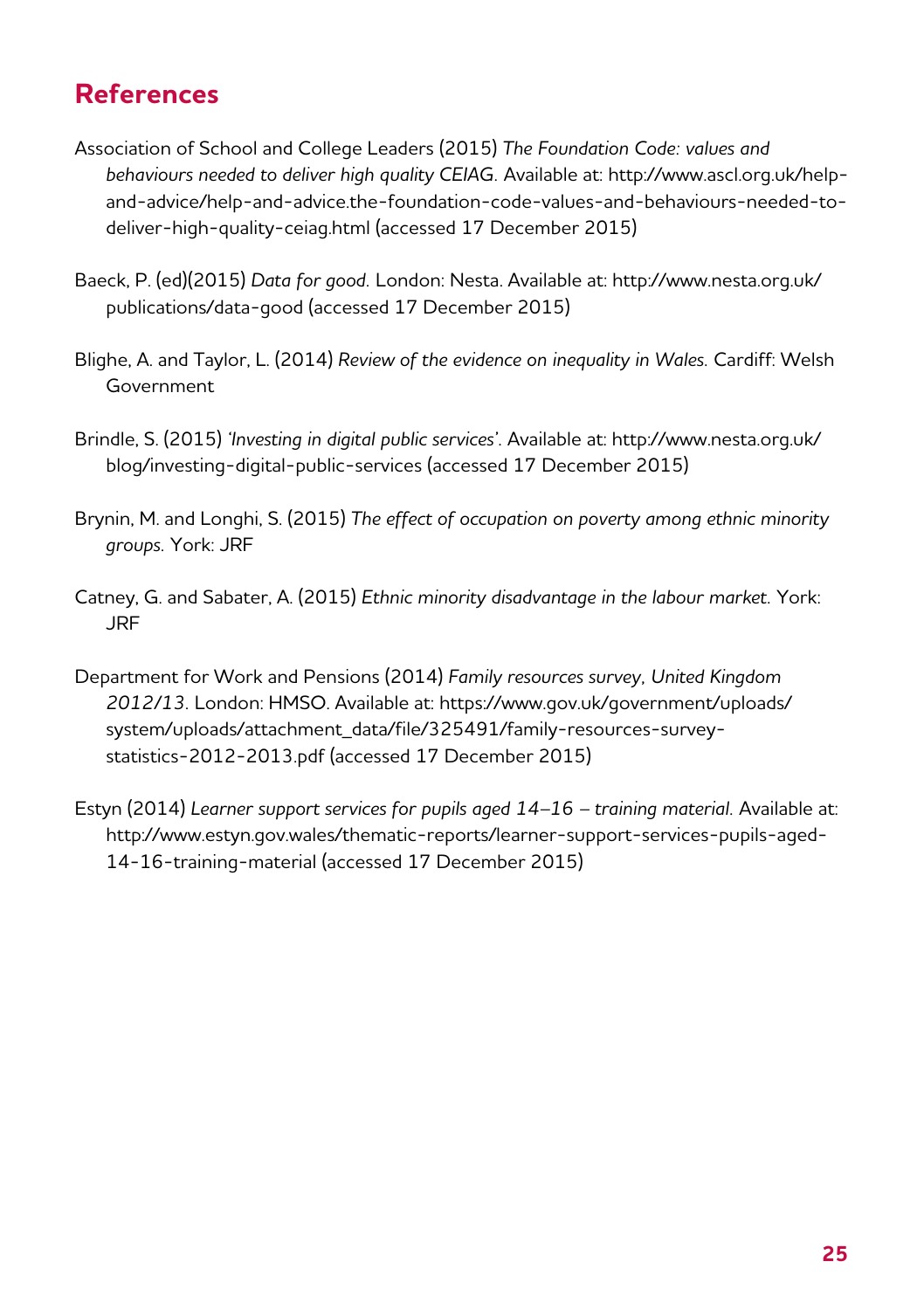## References

Association of School and College Leaders (2015) *The Foundation Code: values and behaviours needed to deliver high quality CEIAG*. Available at: http://www.ascl.org.uk/help-and-advice/help-and-advice.the-foundation-code-values-and-behaviours-needed-to-deliver-high-quality-ceiag.html (accessed 17 December 2015)

Baeck, P. (ed)(2015) *Data for good*. London: Nesta. Available at: http://www.nesta.org.uk/publications/data-good (accessed 17 December 2015)

Blighe, A. and Taylor, L. (2014) *Review of the evidence on inequality in Wales*. Cardiff: Welsh Government

Brindle, S. (2015) *'Investing in digital public services'*. Available at: http://www.nesta.org.uk/blog/investing-digital-public-services (accessed 17 December 2015)

Brynin, M. and Longhi, S. (2015) *The effect of occupation on poverty among ethnic minority groups*. York: JRF

Catney, G. and Sabater, A. (2015) *Ethnic minority disadvantage in the labour market*. York: JRF

Department for Work and Pensions (2014) *Family resources survey, United Kingdom 2012/13*. London: HMSO. Available at: https://www.gov.uk/government/uploads/system/uploads/attachment_data/file/325491/family-resources-survey-statistics-2012-2013.pdf (accessed 17 December 2015)

Estyn (2014) *Learner support services for pupils aged 14–16 – training material*. Available at: http://www.estyn.gov.wales/thematic-reports/learner-support-services-pupils-aged-14-16-training-material (accessed 17 December 2015)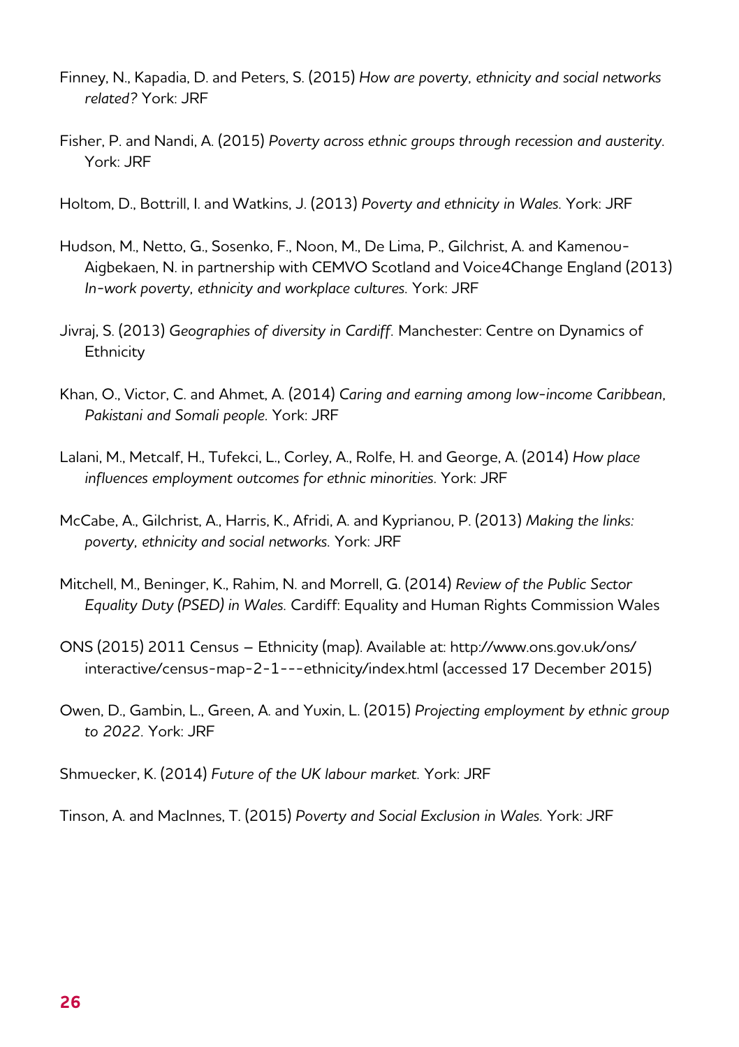Finney, N., Kapadia, D. and Peters, S. (2015) *How are poverty, ethnicity and social networks related?* York: JRF

Fisher, P. and Nandi, A. (2015) *Poverty across ethnic groups through recession and austerity*. York: JRF

Holtom, D., Bottrill, I. and Watkins, J. (2013) *Poverty and ethnicity in Wales*. York: JRF

Hudson, M., Netto, G., Sosenko, F., Noon, M., De Lima, P., Gilchrist, A. and Kamenou-Aigbekaen, N. in partnership with CEMVO Scotland and Voice4Change England (2013) *In-work poverty, ethnicity and workplace cultures*. York: JRF

Jivraj, S. (2013) *Geographies of diversity in Cardiff*. Manchester: Centre on Dynamics of Ethnicity

Khan, O., Victor, C. and Ahmet, A. (2014) *Caring and earning among low-income Caribbean, Pakistani and Somali people*. York: JRF

Lalani, M., Metcalf, H., Tufekci, L., Corley, A., Rolfe, H. and George, A. (2014) *How place influences employment outcomes for ethnic minorities*. York: JRF

McCabe, A., Gilchrist, A., Harris, K., Afridi, A. and Kyprianou, P. (2013) *Making the links: poverty, ethnicity and social networks*. York: JRF

Mitchell, M., Beninger, K., Rahim, N. and Morrell, G. (2014) *Review of the Public Sector Equality Duty (PSED) in Wales*. Cardiff: Equality and Human Rights Commission Wales

ONS (2015) 2011 Census – Ethnicity (map). Available at: http://www.ons.gov.uk/ons/interactive/census-map-2-1---ethnicity/index.html (accessed 17 December 2015)

Owen, D., Gambin, L., Green, A. and Yuxin, L. (2015) *Projecting employment by ethnic group to 2022*. York: JRF

Shmuecker, K. (2014) *Future of the UK labour market*. York: JRF

Tinson, A. and MacInnes, T. (2015) *Poverty and Social Exclusion in Wales*. York: JRF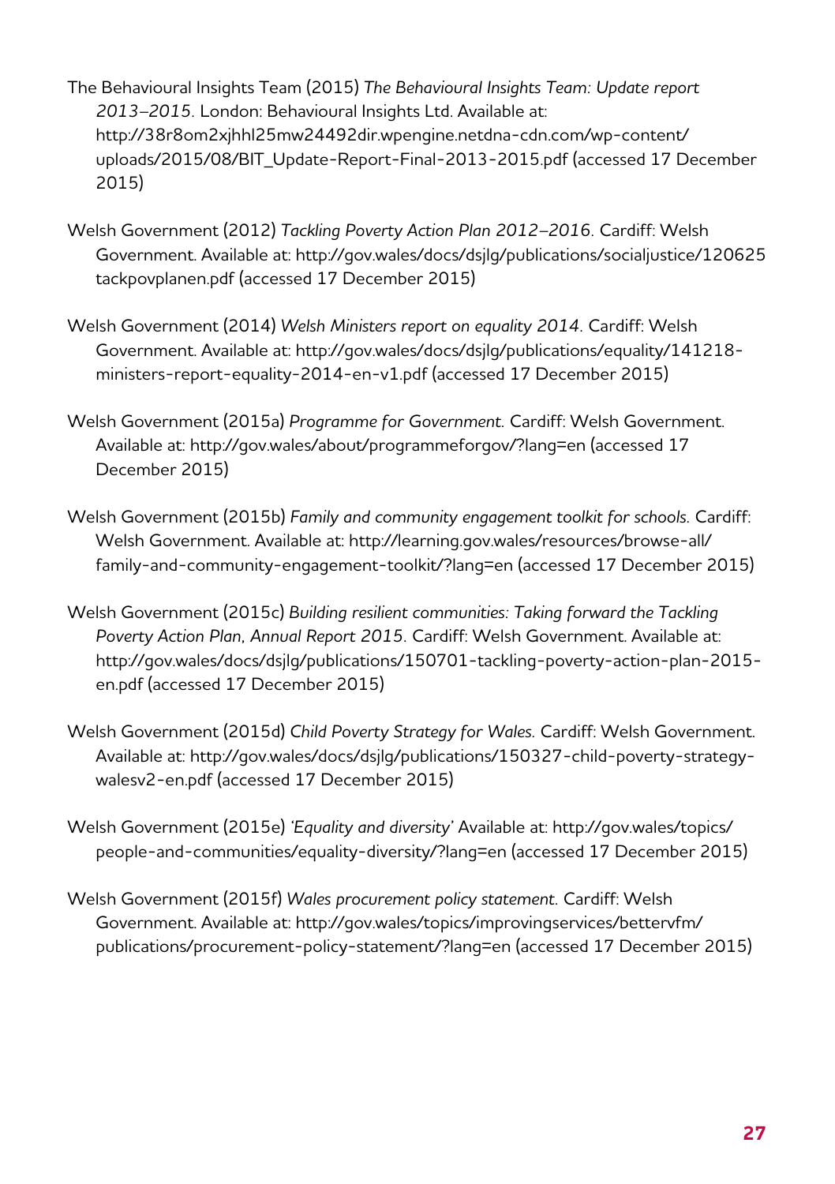The Behavioural Insights Team (2015) *The Behavioural Insights Team: Update report 2013–2015*. London: Behavioural Insights Ltd. Available at: http://38r8om2xjhhl25mw24492dir.wpengine.netdna-cdn.com/wp-content/uploads/2015/08/BIT_Update-Report-Final-2013-2015.pdf (accessed 17 December 2015)

Welsh Government (2012) *Tackling Poverty Action Plan 2012–2016*. Cardiff: Welsh Government. Available at: http://gov.wales/docs/dsjlg/publications/socialjustice/120625tackpovplanen.pdf (accessed 17 December 2015)

Welsh Government (2014) *Welsh Ministers report on equality 2014*. Cardiff: Welsh Government. Available at: http://gov.wales/docs/dsjlg/publications/equality/141218-ministers-report-equality-2014-en-v1.pdf (accessed 17 December 2015)

Welsh Government (2015a) *Programme for Government.* Cardiff: Welsh Government. Available at: http://gov.wales/about/programmeforgov/?lang=en (accessed 17 December 2015)

Welsh Government (2015b) *Family and community engagement toolkit for schools.* Cardiff: Welsh Government. Available at: http://learning.gov.wales/resources/browse-all/family-and-community-engagement-toolkit/?lang=en (accessed 17 December 2015)

Welsh Government (2015c) *Building resilient communities: Taking forward the Tackling Poverty Action Plan, Annual Report 2015*. Cardiff: Welsh Government. Available at: http://gov.wales/docs/dsjlg/publications/150701-tackling-poverty-action-plan-2015-en.pdf (accessed 17 December 2015)

Welsh Government (2015d) *Child Poverty Strategy for Wales.* Cardiff: Welsh Government. Available at: http://gov.wales/docs/dsjlg/publications/150327-child-poverty-strategy-walesv2-en.pdf (accessed 17 December 2015)

Welsh Government (2015e) *'Equality and diversity'* Available at: http://gov.wales/topics/people-and-communities/equality-diversity/?lang=en (accessed 17 December 2015)

Welsh Government (2015f) *Wales procurement policy statement.* Cardiff: Welsh Government. Available at: http://gov.wales/topics/improvingservices/bettervfm/publications/procurement-policy-statement/?lang=en (accessed 17 December 2015)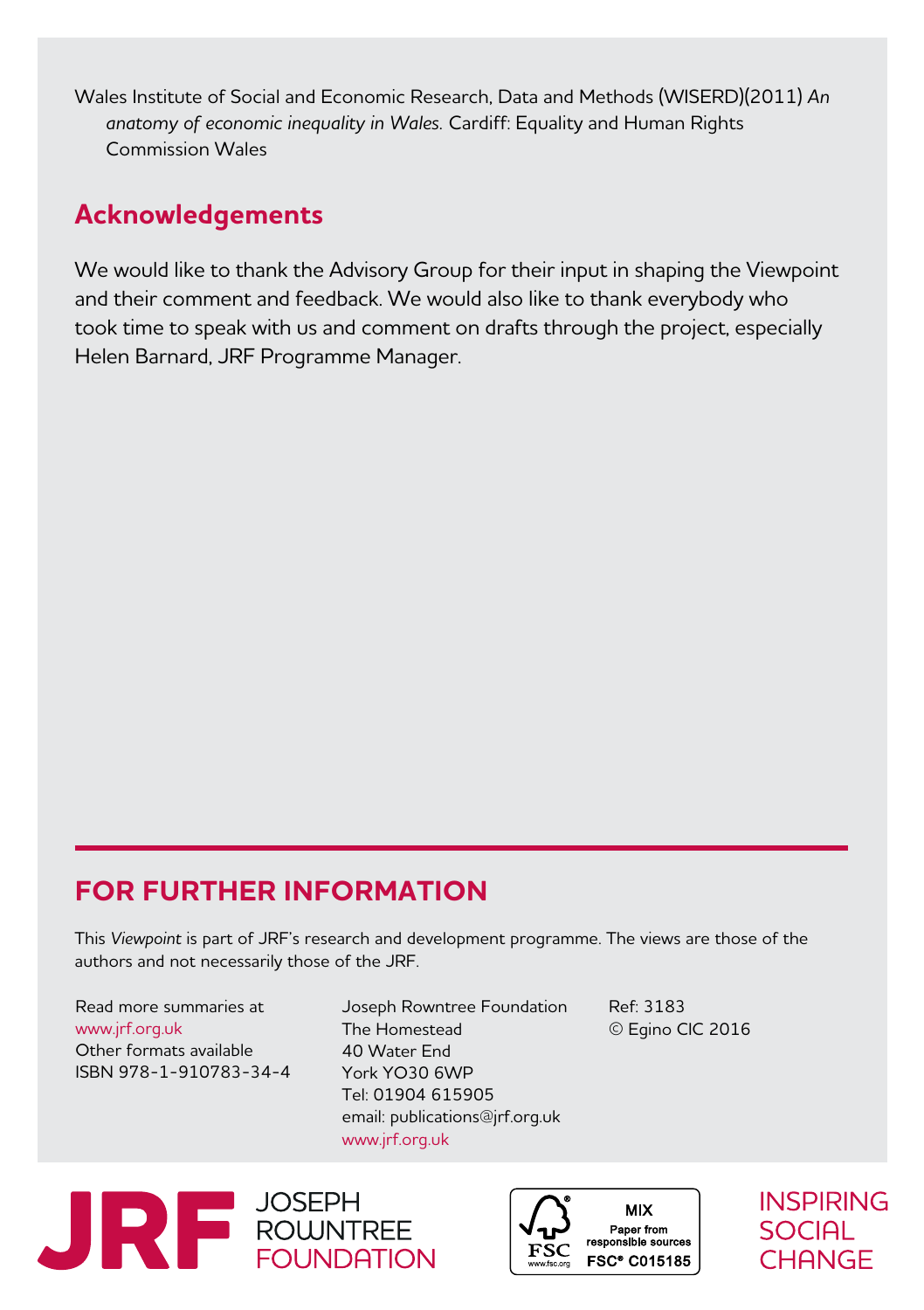Wales Institute of Social and Economic Research, Data and Methods (WISERD)(2011) *An anatomy of economic inequality in Wales.* Cardiff: Equality and Human Rights Commission Wales

## Acknowledgements

We would like to thank the Advisory Group for their input in shaping the Viewpoint and their comment and feedback. We would also like to thank everybody who took time to speak with us and comment on drafts through the project, especially Helen Barnard, JRF Programme Manager.

## FOR FURTHER INFORMATION

This *Viewpoint* is part of JRF's research and development programme. The views are those of the authors and not necessarily those of the JRF.

Read more summaries at www.jrf.org.uk
Other formats available
ISBN 978-1-910783-34-4

Joseph Rowntree Foundation
The Homestead
40 Water End
York YO30 6WP
Tel: 01904 615905
email: publications@jrf.org.uk
www.jrf.org.uk

Ref: 3183
© Egino CIC 2016

JRF JOSEPH ROWNTREE FOUNDATION

MIX
Paper from responsible sources
FSC www.fsc.org FSC® C015185

INSPIRING SOCIAL CHANGE